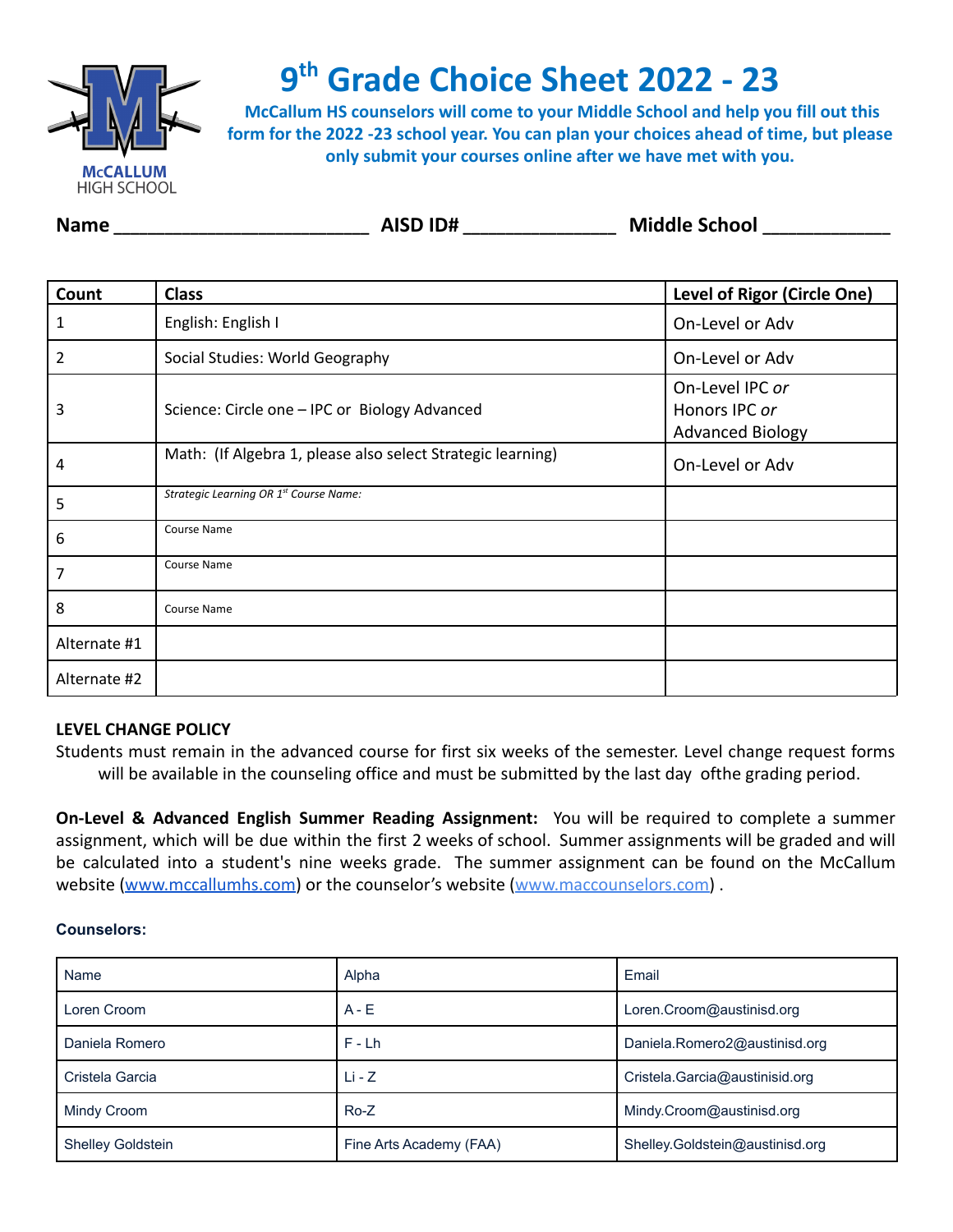McCALLUM
HIGH SCHOOL

# 9th Grade Choice Sheet 2022 - 23

**McCallum HS counselors will come to your Middle School and help you fill out this form for the 2022 -23 school year. You can plan your choices ahead of time, but please only submit your courses online after we have met with you.**

**Name** ________________________ **AISD ID#** ______________ **Middle School** ____________

| Count | Class | Level of Rigor (Circle One) |
|---|---|---|
| 1 | English: English I | On-Level or Adv |
| 2 | Social Studies: World Geography | On-Level or Adv |
| 3 | Science: Circle one – IPC or Biology Advanced | On-Level IPC *or* Honors IPC *or* Advanced Biology |
| 4 | Math: (If Algebra 1, please also select Strategic learning) | On-Level or Adv |
| 5 | *Strategic Learning OR 1st Course Name:* | |
| 6 | Course Name | |
| 7 | Course Name | |
| 8 | Course Name | |
| Alternate #1 | | |
| Alternate #2 | | |

**LEVEL CHANGE POLICY**

Students must remain in the advanced course for first six weeks of the semester. Level change request forms will be available in the counseling office and must be submitted by the last day ofthe grading period.

**On-Level & Advanced English Summer Reading Assignment:** You will be required to complete a summer assignment, which will be due within the first 2 weeks of school. Summer assignments will be graded and will be calculated into a student's nine weeks grade. The summer assignment can be found on the McCallum website (www.mccallumhs.com) or the counselor's website (www.maccounselors.com) .

**Counselors:**

| Name | Alpha | Email |
|---|---|---|
| Loren Croom | A - E | Loren.Croom@austinisd.org |
| Daniela Romero | F - Lh | Daniela.Romero2@austinisd.org |
| Cristela Garcia | Li - Z | Cristela.Garcia@austinisid.org |
| Mindy Croom | Ro-Z | Mindy.Croom@austinisd.org |
| Shelley Goldstein | Fine Arts Academy (FAA) | Shelley.Goldstein@austinisd.org |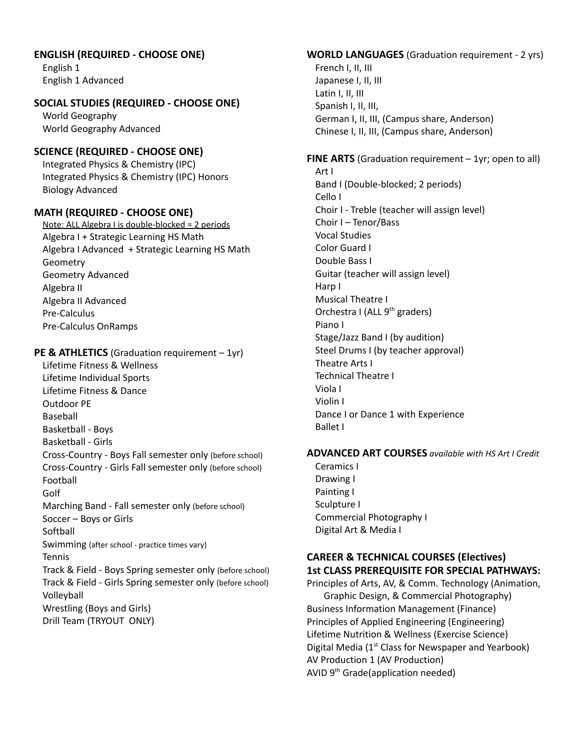**ENGLISH (REQUIRED - CHOOSE ONE)**

- English 1
- English 1 Advanced

**SOCIAL STUDIES (REQUIRED - CHOOSE ONE)**

- World Geography
- World Geography Advanced

**SCIENCE (REQUIRED - CHOOSE ONE)**

- Integrated Physics & Chemistry (IPC)
- Integrated Physics & Chemistry (IPC) Honors
- Biology Advanced

**MATH (REQUIRED - CHOOSE ONE)**

Note: ALL Algebra I is double-blocked = 2 periods

- Algebra I + Strategic Learning HS Math
- Algebra I Advanced + Strategic Learning HS Math
- Geometry
- Geometry Advanced
- Algebra II
- Algebra II Advanced
- Pre-Calculus
- Pre-Calculus OnRamps

**PE & ATHLETICS** (Graduation requirement – 1yr)

- Lifetime Fitness & Wellness
- Lifetime Individual Sports
- Lifetime Fitness & Dance
- Outdoor PE
- Baseball
- Basketball - Boys
- Basketball - Girls
- Cross-Country - Boys Fall semester only (before school)
- Cross-Country - Girls Fall semester only (before school)
- Football
- Golf
- Marching Band - Fall semester only (before school)
- Soccer – Boys or Girls
- Softball
- Swimming (after school - practice times vary)
- Tennis
- Track & Field - Boys Spring semester only (before school)
- Track & Field - Girls Spring semester only (before school)
- Volleyball
- Wrestling (Boys and Girls)
- Drill Team (TRYOUT ONLY)

**WORLD LANGUAGES** (Graduation requirement - 2 yrs)

- French I, II, III
- Japanese I, II, III
- Latin I, II, III
- Spanish I, II, III,
- German I, II, III, (Campus share, Anderson)
- Chinese I, II, III, (Campus share, Anderson)

**FINE ARTS** (Graduation requirement – 1yr; open to all)

- Art I
- Band I (Double-blocked; 2 periods)
- Cello I
- Choir I - Treble (teacher will assign level)
- Choir I – Tenor/Bass
- Vocal Studies
- Color Guard I
- Double Bass I
- Guitar (teacher will assign level)
- Harp I
- Musical Theatre I
- Orchestra I (ALL 9th graders)
- Piano I
- Stage/Jazz Band I (by audition)
- Steel Drums I (by teacher approval)
- Theatre Arts I
- Technical Theatre I
- Viola I
- Violin I
- Dance I or Dance 1 with Experience
- Ballet I

**ADVANCED ART COURSES** *available with HS Art I Credit*

- Ceramics I
- Drawing I
- Painting I
- Sculpture I
- Commercial Photography I
- Digital Art & Media I

**CAREER & TECHNICAL COURSES (Electives)**
**1st CLASS PREREQUISITE FOR SPECIAL PATHWAYS:**

Principles of Arts, AV, & Comm. Technology (Animation, Graphic Design, & Commercial Photography)
Business Information Management (Finance)
Principles of Applied Engineering (Engineering)
Lifetime Nutrition & Wellness (Exercise Science)
Digital Media (1st Class for Newspaper and Yearbook)
AV Production 1 (AV Production)
AVID 9th Grade(application needed)